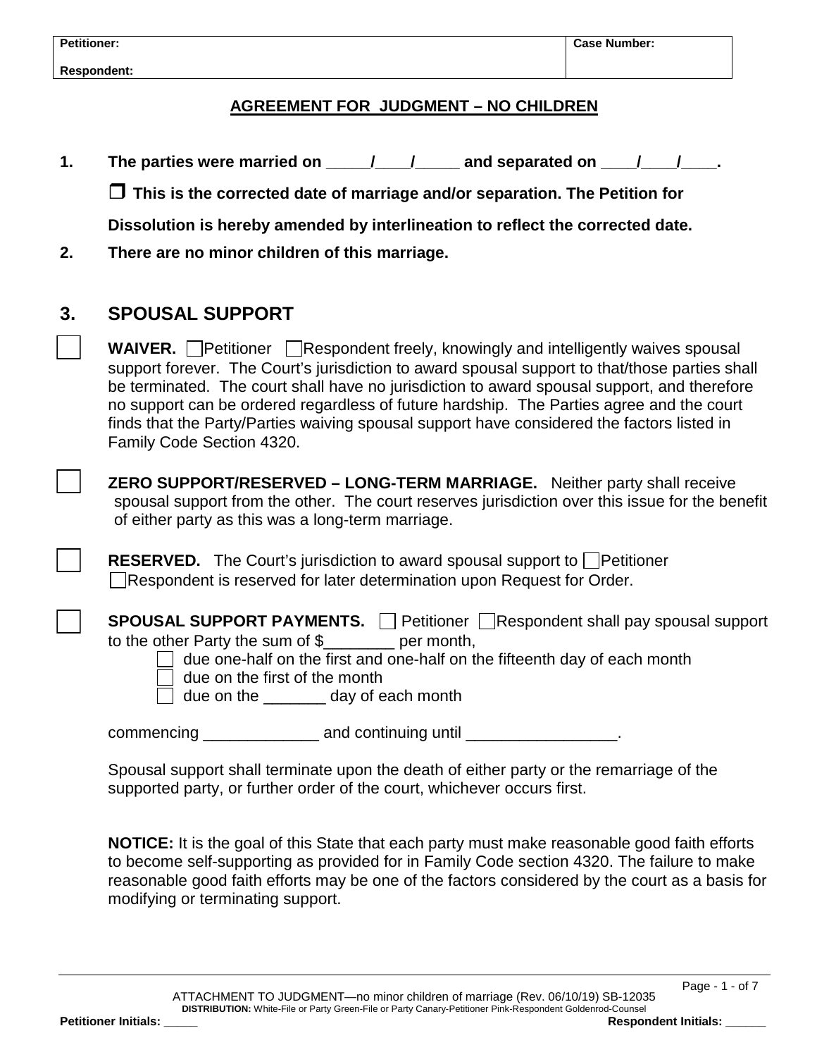| Petitioner: | Case Number: |
| --- | --- |
| Respondent: | |

## AGREEMENT FOR JUDGMENT – NO CHILDREN

**1.** **The parties were married on _____/____/_____ and separated on ____/____/____.**

☐ **This is the corrected date of marriage and/or separation. The Petition for Dissolution is hereby amended by interlineation to reflect the corrected date.**

**2.** **There are no minor children of this marriage.**

## 3. SPOUSAL SUPPORT

☐ **WAIVER.** ☐ Petitioner ☐ Respondent freely, knowingly and intelligently waives spousal support forever. The Court's jurisdiction to award spousal support to that/those parties shall be terminated. The court shall have no jurisdiction to award spousal support, and therefore no support can be ordered regardless of future hardship. The Parties agree and the court finds that the Party/Parties waiving spousal support have considered the factors listed in Family Code Section 4320.

☐ **ZERO SUPPORT/RESERVED – LONG-TERM MARRIAGE.** Neither party shall receive spousal support from the other. The court reserves jurisdiction over this issue for the benefit of either party as this was a long-term marriage.

☐ **RESERVED.** The Court's jurisdiction to award spousal support to ☐ Petitioner ☐ Respondent is reserved for later determination upon Request for Order.

☐ **SPOUSAL SUPPORT PAYMENTS.** ☐ Petitioner ☐ Respondent shall pay spousal support to the other Party the sum of $________ per month,

- ☐ due one-half on the first and one-half on the fifteenth day of each month
- ☐ due on the first of the month
- ☐ due on the _______ day of each month

commencing _____________ and continuing until _________________.

Spousal support shall terminate upon the death of either party or the remarriage of the supported party, or further order of the court, whichever occurs first.

**NOTICE:** It is the goal of this State that each party must make reasonable good faith efforts to become self-supporting as provided for in Family Code section 4320. The failure to make reasonable good faith efforts may be one of the factors considered by the court as a basis for modifying or terminating support.

ATTACHMENT TO JUDGMENT—no minor children of marriage (Rev. 06/10/19) SB-12035
**DISTRIBUTION:** White-File or Party Green-File or Party Canary-Petitioner Pink-Respondent Goldenrod-Counsel

**Petitioner Initials:** _____ **Respondent Initials:** ______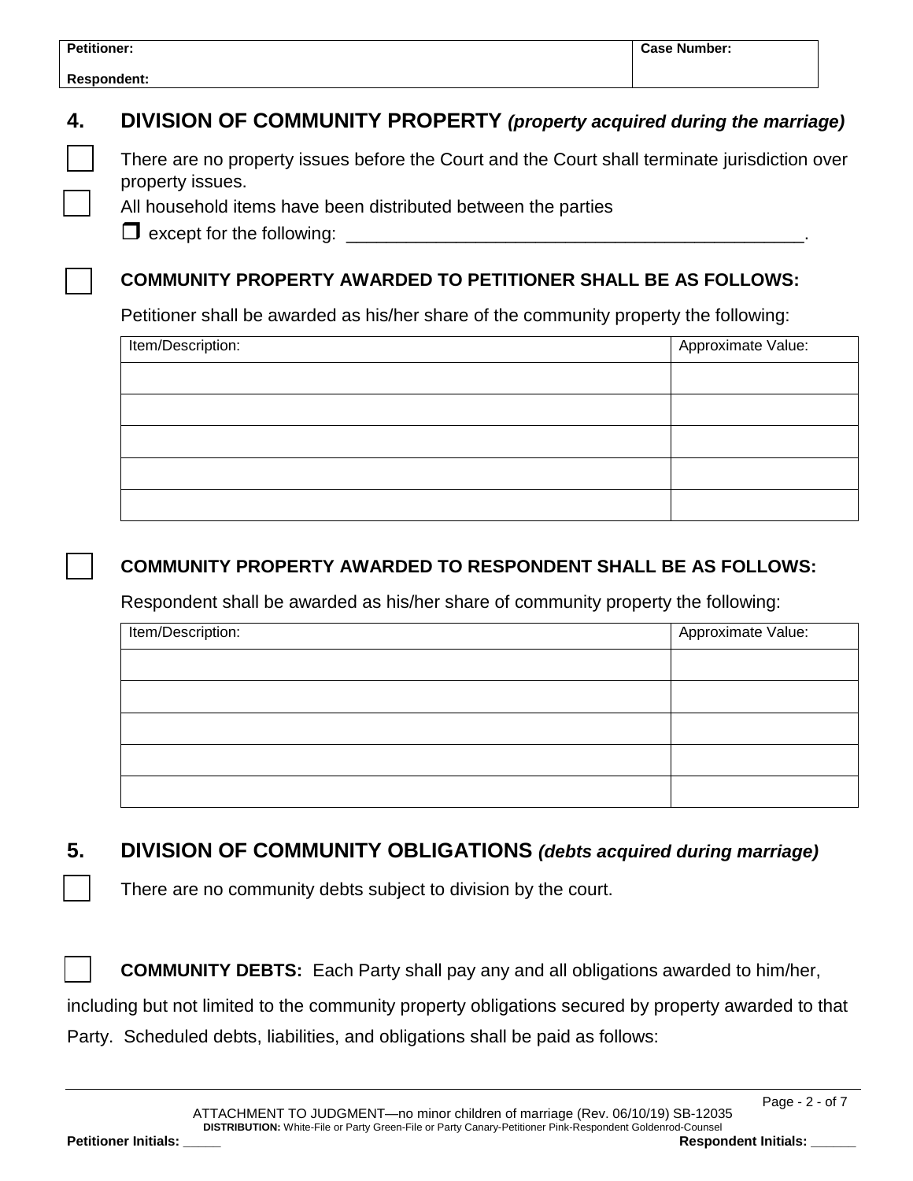| Petitioner: | Case Number: |
|---|---|
| Respondent: | |

## 4. DIVISION OF COMMUNITY PROPERTY *(property acquired during the marriage)*

☐ There are no property issues before the Court and the Court shall terminate jurisdiction over property issues.

☐ All household items have been distributed between the parties

☐ except for the following: _______________________________________________.

☐ **COMMUNITY PROPERTY AWARDED TO PETITIONER SHALL BE AS FOLLOWS:**

Petitioner shall be awarded as his/her share of the community property the following:

| Item/Description: | Approximate Value: |
|---|---|
| | |
| | |
| | |
| | |
| | |

☐ **COMMUNITY PROPERTY AWARDED TO RESPONDENT SHALL BE AS FOLLOWS:**

Respondent shall be awarded as his/her share of community property the following:

| Item/Description: | Approximate Value: |
|---|---|
| | |
| | |
| | |
| | |
| | |

## 5. DIVISION OF COMMUNITY OBLIGATIONS *(debts acquired during marriage)*

☐ There are no community debts subject to division by the court.

☐ **COMMUNITY DEBTS:** Each Party shall pay any and all obligations awarded to him/her, including but not limited to the community property obligations secured by property awarded to that Party. Scheduled debts, liabilities, and obligations shall be paid as follows:

ATTACHMENT TO JUDGMENT—no minor children of marriage (Rev. 06/10/19) SB-12035
**DISTRIBUTION:** White-File or Party Green-File or Party Canary-Petitioner Pink-Respondent Goldenrod-Counsel

**Petitioner Initials:** _____ **Respondent Initials:** ______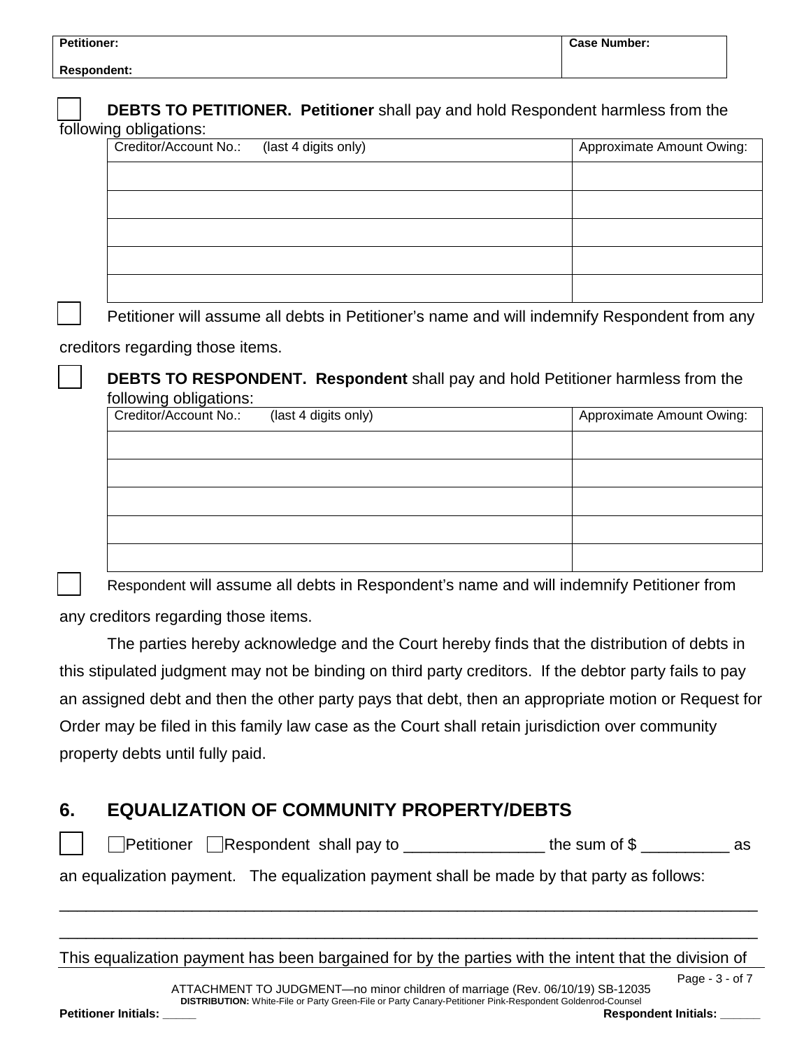| Petitioner: | Case Number: |
| --- | --- |
| Respondent: | |

☐ **DEBTS TO PETITIONER. Petitioner** shall pay and hold Respondent harmless from the following obligations:

| Creditor/Account No.: (last 4 digits only) | Approximate Amount Owing: |
| --- | --- |
| | |
| | |
| | |
| | |
| | |

☐ Petitioner will assume all debts in Petitioner's name and will indemnify Respondent from any creditors regarding those items.

☐ **DEBTS TO RESPONDENT. Respondent** shall pay and hold Petitioner harmless from the following obligations:

| Creditor/Account No.: (last 4 digits only) | Approximate Amount Owing: |
| --- | --- |
| | |
| | |
| | |
| | |
| | |

☐ Respondent will assume all debts in Respondent's name and will indemnify Petitioner from any creditors regarding those items.

The parties hereby acknowledge and the Court hereby finds that the distribution of debts in this stipulated judgment may not be binding on third party creditors. If the debtor party fails to pay an assigned debt and then the other party pays that debt, then an appropriate motion or Request for Order may be filed in this family law case as the Court shall retain jurisdiction over community property debts until fully paid.

## 6. EQUALIZATION OF COMMUNITY PROPERTY/DEBTS

☐ ☐Petitioner ☐Respondent shall pay to ________________ the sum of $ __________ as an equalization payment. The equalization payment shall be made by that party as follows:

______________________________________________________________________________

______________________________________________________________________________

This equalization payment has been bargained for by the parties with the intent that the division of

ATTACHMENT TO JUDGMENT—no minor children of marriage (Rev. 06/10/19) SB-12035
**DISTRIBUTION:** White-File or Party Green-File or Party Canary-Petitioner Pink-Respondent Goldenrod-Counsel

**Petitioner Initials:** _____ **Respondent Initials:** ______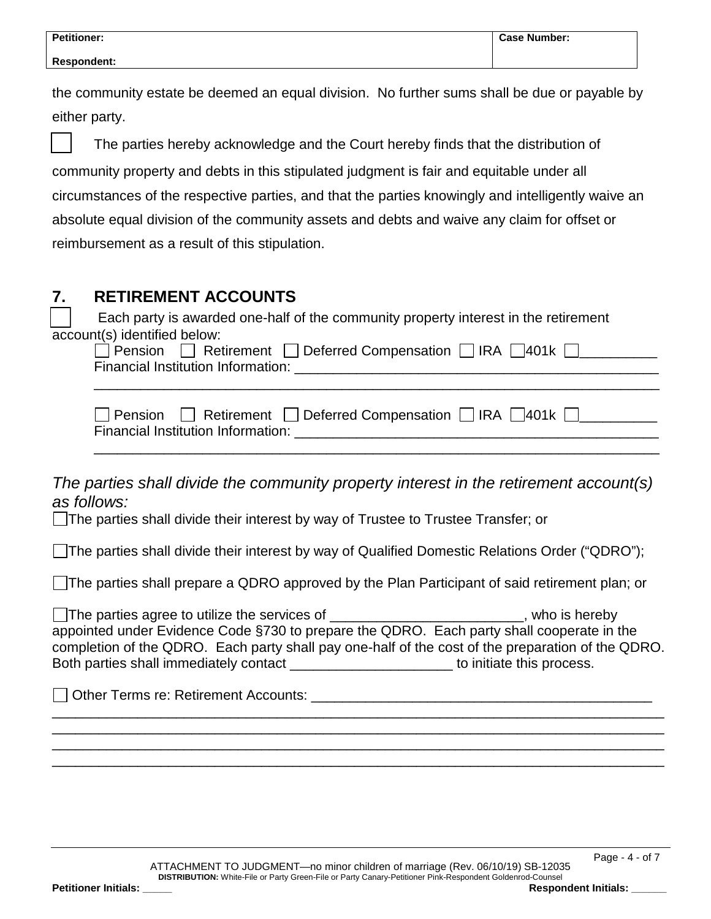| Petitioner: | Case Number: |
| --- | --- |
| Respondent: | |

the community estate be deemed an equal division. No further sums shall be due or payable by either party.

☐ The parties hereby acknowledge and the Court hereby finds that the distribution of community property and debts in this stipulated judgment is fair and equitable under all circumstances of the respective parties, and that the parties knowingly and intelligently waive an absolute equal division of the community assets and debts and waive any claim for offset or reimbursement as a result of this stipulation.

## 7. RETIREMENT ACCOUNTS

☐ Each party is awarded one-half of the community property interest in the retirement account(s) identified below:

☐ Pension ☐ Retirement ☐ Deferred Compensation ☐ IRA ☐ 401k ☐__________
Financial Institution Information: ________________________________________________
_________________________________________________________________________

☐ Pension ☐ Retirement ☐ Deferred Compensation ☐ IRA ☐ 401k ☐__________
Financial Institution Information: ________________________________________________
_________________________________________________________________________

*The parties shall divide the community property interest in the retirement account(s) as follows:*

☐ The parties shall divide their interest by way of Trustee to Trustee Transfer; or

☐ The parties shall divide their interest by way of Qualified Domestic Relations Order ("QDRO");

☐ The parties shall prepare a QDRO approved by the Plan Participant of said retirement plan; or

☐ The parties agree to utilize the services of _________________________, who is hereby appointed under Evidence Code §730 to prepare the QDRO. Each party shall cooperate in the completion of the QDRO. Each party shall pay one-half of the cost of the preparation of the QDRO. Both parties shall immediately contact _____________________ to initiate this process.

☐ Other Terms re: Retirement Accounts: ____________________________________________
_________________________________________________________________________
_________________________________________________________________________
_________________________________________________________________________
_________________________________________________________________________

ATTACHMENT TO JUDGMENT—no minor children of marriage (Rev. 06/10/19) SB-12035
**DISTRIBUTION:** White-File or Party Green-File or Party Canary-Petitioner Pink-Respondent Goldenrod-Counsel

**Petitioner Initials:** _____ **Respondent Initials:** ______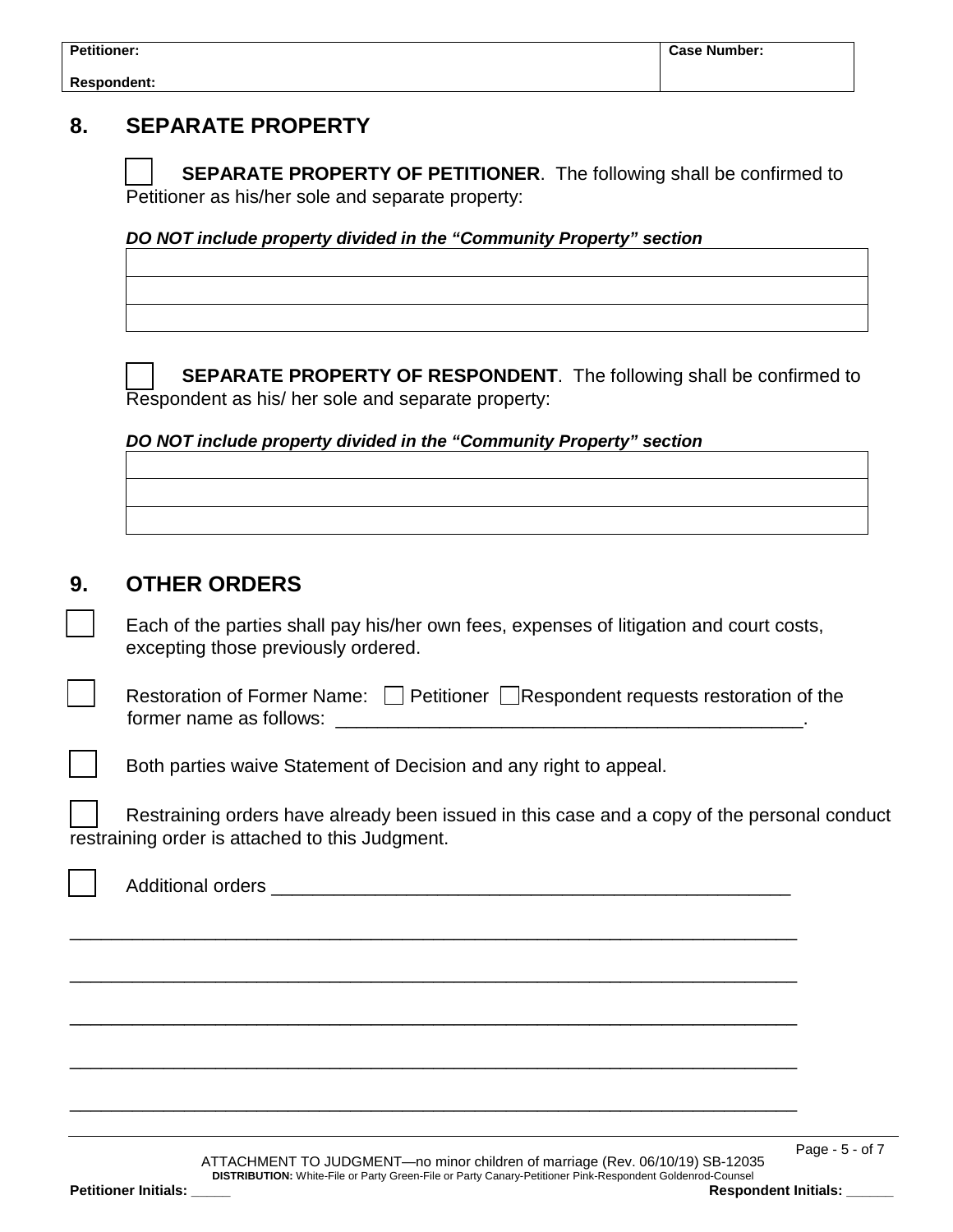| Petitioner: | Case Number: |
|---|---|
| Respondent: | |

## 8. SEPARATE PROPERTY

☐ **SEPARATE PROPERTY OF PETITIONER**. The following shall be confirmed to Petitioner as his/her sole and separate property:

***DO NOT include property divided in the "Community Property" section***

| |
|---|
| |
| |
| |

☐ **SEPARATE PROPERTY OF RESPONDENT**. The following shall be confirmed to Respondent as his/ her sole and separate property:

***DO NOT include property divided in the "Community Property" section***

| |
|---|
| |
| |
| |

## 9. OTHER ORDERS

☐ Each of the parties shall pay his/her own fees, expenses of litigation and court costs, excepting those previously ordered.

☐ Restoration of Former Name: ☐ Petitioner ☐ Respondent requests restoration of the former name as follows: ______________________________________________.

☐ Both parties waive Statement of Decision and any right to appeal.

☐ Restraining orders have already been issued in this case and a copy of the personal conduct restraining order is attached to this Judgment.

☐ Additional orders ____________________________________________________

________________________________________________________________________

________________________________________________________________________

________________________________________________________________________

________________________________________________________________________

________________________________________________________________________

ATTACHMENT TO JUDGMENT—no minor children of marriage (Rev. 06/10/19) SB-12035

**DISTRIBUTION:** White-File or Party Green-File or Party Canary-Petitioner Pink-Respondent Goldenrod-Counsel

**Petitioner Initials:** _____ **Respondent Initials:** ______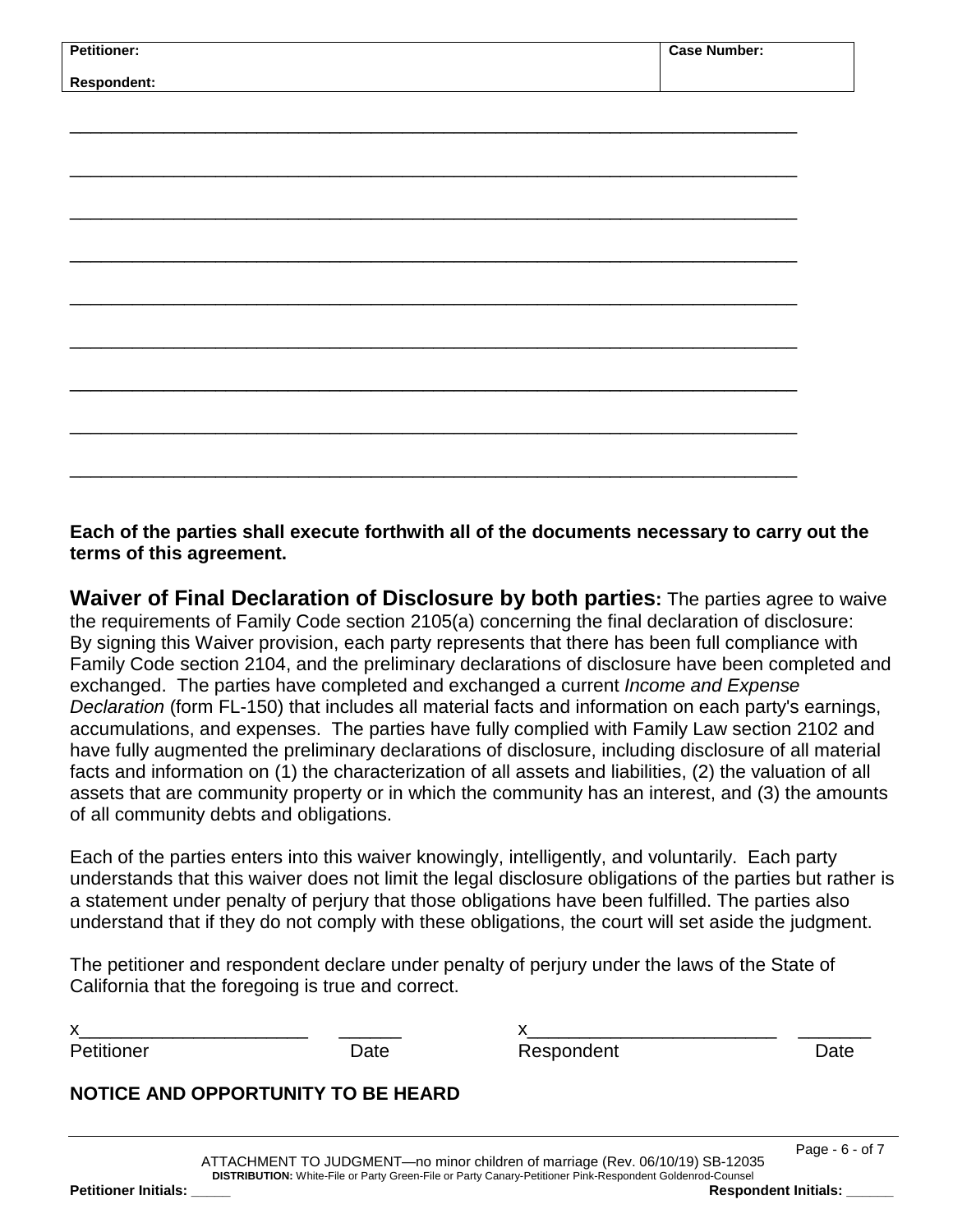| **Petitioner:** | **Case Number:** |
| --- | --- |
| **Respondent:** | |

\_\_\_\_\_\_\_\_\_\_\_\_\_\_\_\_\_\_\_\_\_\_\_\_\_\_\_\_\_\_\_\_\_\_\_\_\_\_\_\_\_\_\_\_\_\_\_\_\_\_\_\_\_\_\_\_\_\_\_\_\_\_\_\_\_\_\_\_\_\_\_\_

\_\_\_\_\_\_\_\_\_\_\_\_\_\_\_\_\_\_\_\_\_\_\_\_\_\_\_\_\_\_\_\_\_\_\_\_\_\_\_\_\_\_\_\_\_\_\_\_\_\_\_\_\_\_\_\_\_\_\_\_\_\_\_\_\_\_\_\_\_\_\_\_

\_\_\_\_\_\_\_\_\_\_\_\_\_\_\_\_\_\_\_\_\_\_\_\_\_\_\_\_\_\_\_\_\_\_\_\_\_\_\_\_\_\_\_\_\_\_\_\_\_\_\_\_\_\_\_\_\_\_\_\_\_\_\_\_\_\_\_\_\_\_\_\_

\_\_\_\_\_\_\_\_\_\_\_\_\_\_\_\_\_\_\_\_\_\_\_\_\_\_\_\_\_\_\_\_\_\_\_\_\_\_\_\_\_\_\_\_\_\_\_\_\_\_\_\_\_\_\_\_\_\_\_\_\_\_\_\_\_\_\_\_\_\_\_\_

\_\_\_\_\_\_\_\_\_\_\_\_\_\_\_\_\_\_\_\_\_\_\_\_\_\_\_\_\_\_\_\_\_\_\_\_\_\_\_\_\_\_\_\_\_\_\_\_\_\_\_\_\_\_\_\_\_\_\_\_\_\_\_\_\_\_\_\_\_\_\_\_

\_\_\_\_\_\_\_\_\_\_\_\_\_\_\_\_\_\_\_\_\_\_\_\_\_\_\_\_\_\_\_\_\_\_\_\_\_\_\_\_\_\_\_\_\_\_\_\_\_\_\_\_\_\_\_\_\_\_\_\_\_\_\_\_\_\_\_\_\_\_\_\_

\_\_\_\_\_\_\_\_\_\_\_\_\_\_\_\_\_\_\_\_\_\_\_\_\_\_\_\_\_\_\_\_\_\_\_\_\_\_\_\_\_\_\_\_\_\_\_\_\_\_\_\_\_\_\_\_\_\_\_\_\_\_\_\_\_\_\_\_\_\_\_\_

\_\_\_\_\_\_\_\_\_\_\_\_\_\_\_\_\_\_\_\_\_\_\_\_\_\_\_\_\_\_\_\_\_\_\_\_\_\_\_\_\_\_\_\_\_\_\_\_\_\_\_\_\_\_\_\_\_\_\_\_\_\_\_\_\_\_\_\_\_\_\_\_

\_\_\_\_\_\_\_\_\_\_\_\_\_\_\_\_\_\_\_\_\_\_\_\_\_\_\_\_\_\_\_\_\_\_\_\_\_\_\_\_\_\_\_\_\_\_\_\_\_\_\_\_\_\_\_\_\_\_\_\_\_\_\_\_\_\_\_\_\_\_\_\_

**Each of the parties shall execute forthwith all of the documents necessary to carry out the terms of this agreement.**

**Waiver of Final Declaration of Disclosure by both parties:** The parties agree to waive the requirements of Family Code section 2105(a) concerning the final declaration of disclosure: By signing this Waiver provision, each party represents that there has been full compliance with Family Code section 2104, and the preliminary declarations of disclosure have been completed and exchanged. The parties have completed and exchanged a current *Income and Expense Declaration* (form FL-150) that includes all material facts and information on each party's earnings, accumulations, and expenses. The parties have fully complied with Family Law section 2102 and have fully augmented the preliminary declarations of disclosure, including disclosure of all material facts and information on (1) the characterization of all assets and liabilities, (2) the valuation of all assets that are community property or in which the community has an interest, and (3) the amounts of all community debts and obligations.

Each of the parties enters into this waiver knowingly, intelligently, and voluntarily. Each party understands that this waiver does not limit the legal disclosure obligations of the parties but rather is a statement under penalty of perjury that those obligations have been fulfilled. The parties also understand that if they do not comply with these obligations, the court will set aside the judgment.

The petitioner and respondent declare under penalty of perjury under the laws of the State of California that the foregoing is true and correct.

| x\_\_\_\_\_\_\_\_\_\_\_\_\_\_\_\_\_\_\_\_\_\_\_ | \_\_\_\_\_\_ | x\_\_\_\_\_\_\_\_\_\_\_\_\_\_\_\_\_\_\_\_\_\_\_\_\_ | \_\_\_\_\_\_\_ |
| --- | --- | --- | --- |
| Petitioner | Date | Respondent | Date |

**NOTICE AND OPPORTUNITY TO BE HEARD**

ATTACHMENT TO JUDGMENT—no minor children of marriage (Rev. 06/10/19) SB-12035

**DISTRIBUTION:** White-File or Party Green-File or Party Canary-Petitioner Pink-Respondent Goldenrod-Counsel

**Petitioner Initials:** \_\_\_\_\_ **Respondent Initials:** \_\_\_\_\_\_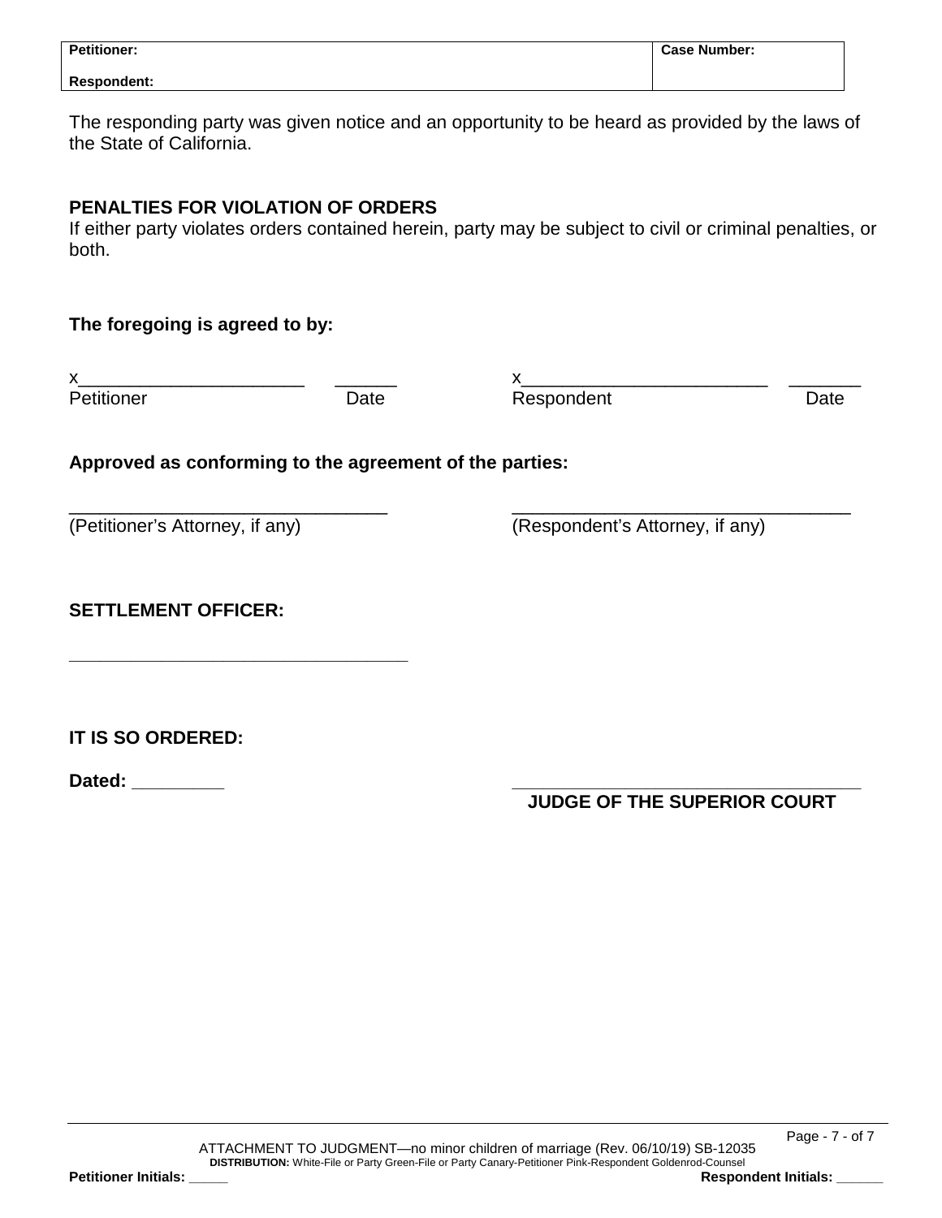| Petitioner: | Case Number: |
| --- | --- |
| Respondent: | |

The responding party was given notice and an opportunity to be heard as provided by the laws of the State of California.

**PENALTIES FOR VIOLATION OF ORDERS**
If either party violates orders contained herein, party may be subject to civil or criminal penalties, or both.

**The foregoing is agreed to by:**

x_______________________ ______ x_________________________ _______
Petitioner Date Respondent Date

**Approved as conforming to the agreement of the parties:**

________________________________ __________________________________
(Petitioner's Attorney, if any) (Respondent's Attorney, if any)

**SETTLEMENT OFFICER:**

__________________________________

**IT IS SO ORDERED:**

**Dated: _________** __________________________________
**JUDGE OF THE SUPERIOR COURT**

ATTACHMENT TO JUDGMENT—no minor children of marriage (Rev. 06/10/19) SB-12035
**DISTRIBUTION:** White-File or Party Green-File or Party Canary-Petitioner Pink-Respondent Goldenrod-Counsel

**Petitioner Initials: _____** **Respondent Initials: ______**